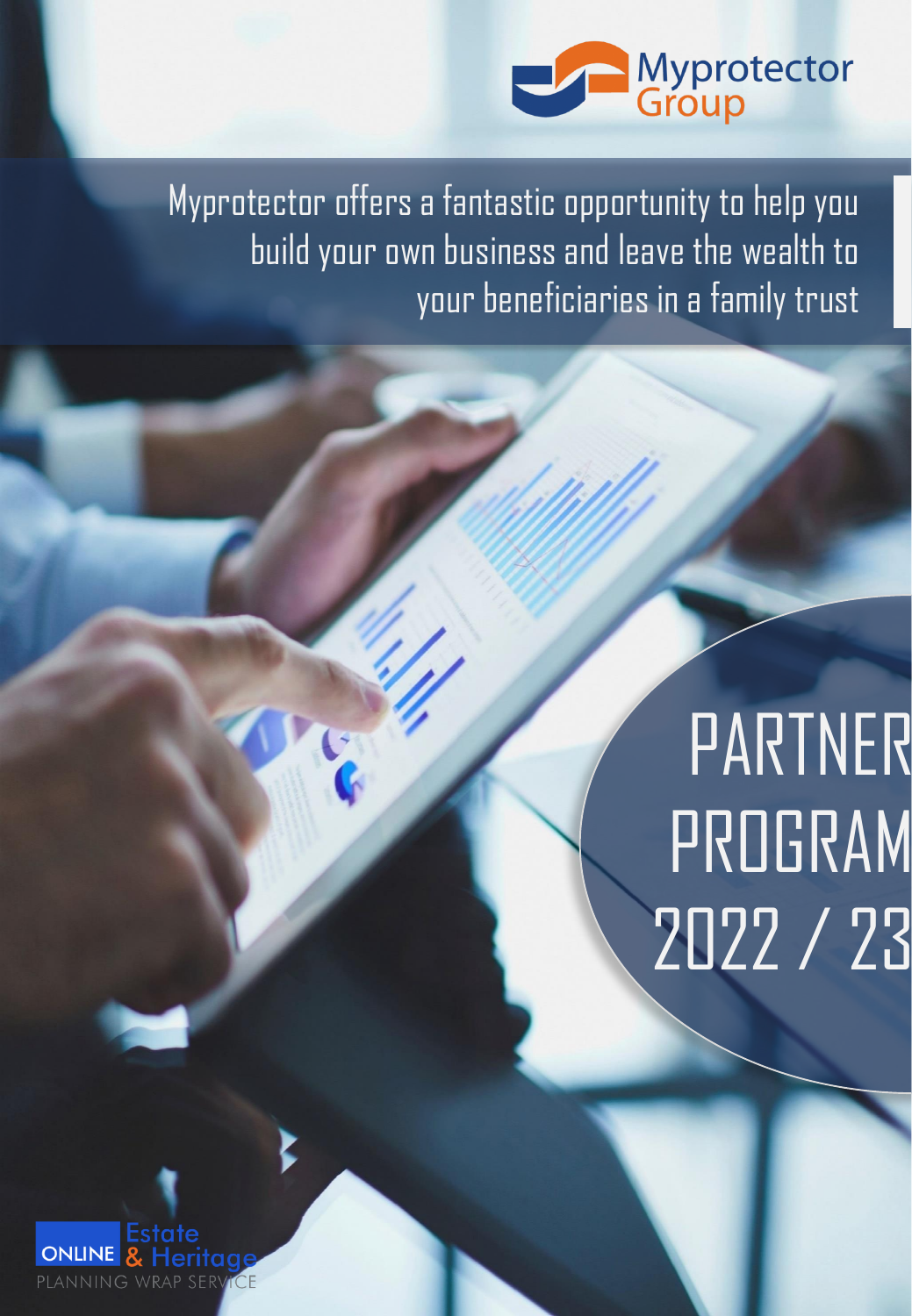Myprotector Group

Myprotector offers a fantastic opportunity to help you build your own business and leave the wealth to your beneficiaries in a family trust

# PARTNER PROGRAM 2022 / 23

ONLINE Estate & Heritage
PLANNING WRAP SERVICE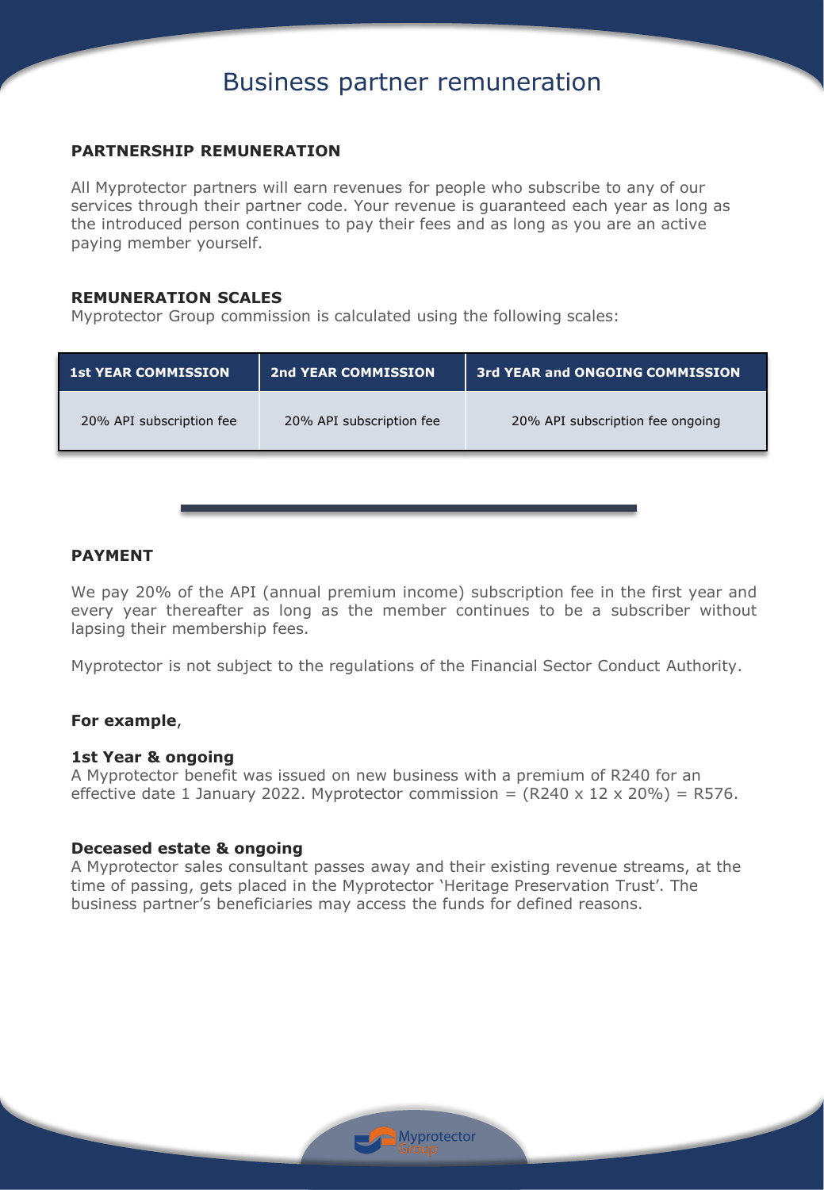# Business partner remuneration

## PARTNERSHIP REMUNERATION

All Myprotector partners will earn revenues for people who subscribe to any of our services through their partner code. Your revenue is guaranteed each year as long as the introduced person continues to pay their fees and as long as you are an active paying member yourself.

## REMUNERATION SCALES

Myprotector Group commission is calculated using the following scales:

| 1st YEAR COMMISSION | 2nd YEAR COMMISSION | 3rd YEAR and ONGOING COMMISSION |
| --- | --- | --- |
| 20% API subscription fee | 20% API subscription fee | 20% API subscription fee ongoing |

## PAYMENT

We pay 20% of the API (annual premium income) subscription fee in the first year and every year thereafter as long as the member continues to be a subscriber without lapsing their membership fees.

Myprotector is not subject to the regulations of the Financial Sector Conduct Authority.

**For example**,

**1st Year & ongoing**
A Myprotector benefit was issued on new business with a premium of R240 for an effective date 1 January 2022. Myprotector commission = (R240 x 12 x 20%) = R576.

**Deceased estate & ongoing**
A Myprotector sales consultant passes away and their existing revenue streams, at the time of passing, gets placed in the Myprotector 'Heritage Preservation Trust'. The business partner's beneficiaries may access the funds for defined reasons.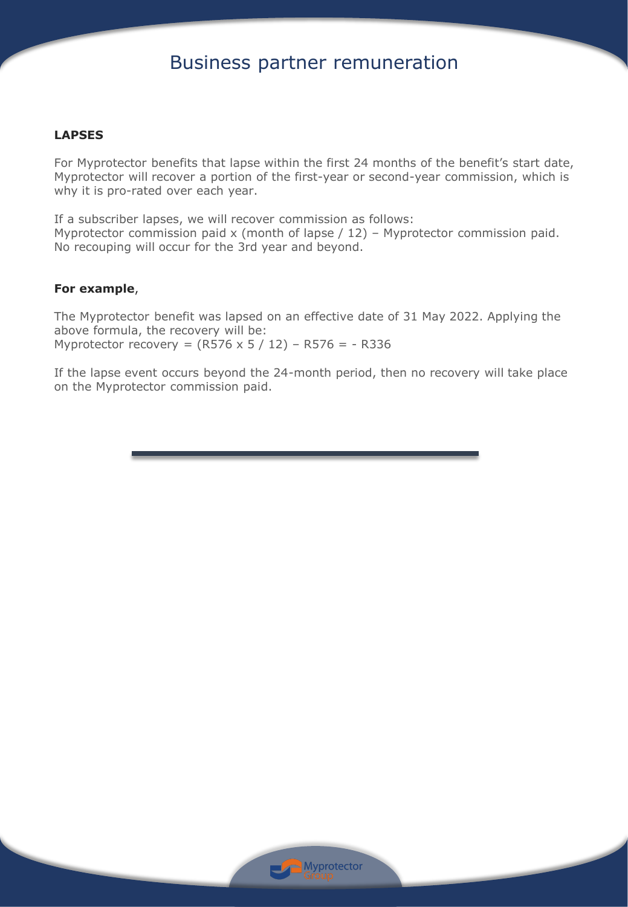# Business partner remuneration

**LAPSES**

For Myprotector benefits that lapse within the first 24 months of the benefit's start date, Myprotector will recover a portion of the first-year or second-year commission, which is why it is pro-rated over each year.

If a subscriber lapses, we will recover commission as follows:
Myprotector commission paid x (month of lapse / 12) – Myprotector commission paid.
No recouping will occur for the 3rd year and beyond.

**For example**,

The Myprotector benefit was lapsed on an effective date of 31 May 2022. Applying the above formula, the recovery will be:
Myprotector recovery = (R576 x 5 / 12) – R576 = - R336

If the lapse event occurs beyond the 24-month period, then no recovery will take place on the Myprotector commission paid.